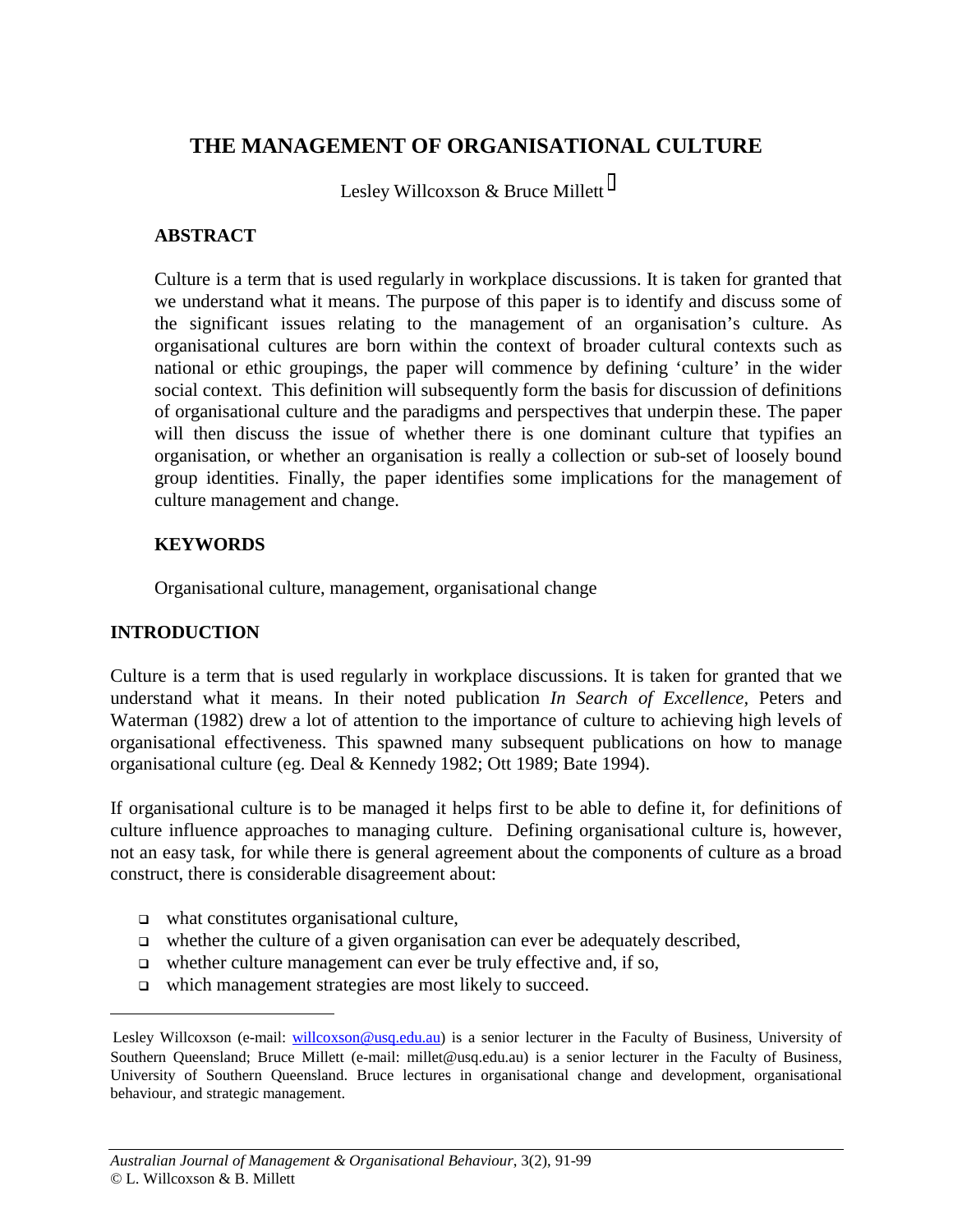# THE MANAGEMENT OF ORGANISATIONAL CULTURE

Lesley Willcoxson & Bruce Millett [*]

## ABSTRACT

Culture is a term that is used regularly in workplace discussions. It is taken for granted that we understand what it means. The purpose of this paper is to identify and discuss some of the significant issues relating to the management of an organisation's culture. As organisational cultures are born within the context of broader cultural contexts such as national or ethic groupings, the paper will commence by defining 'culture' in the wider social context. This definition will subsequently form the basis for discussion of definitions of organisational culture and the paradigms and perspectives that underpin these. The paper will then discuss the issue of whether there is one dominant culture that typifies an organisation, or whether an organisation is really a collection or sub-set of loosely bound group identities. Finally, the paper identifies some implications for the management of culture management and change.

## KEYWORDS

Organisational culture, management, organisational change

## INTRODUCTION

Culture is a term that is used regularly in workplace discussions. It is taken for granted that we understand what it means. In their noted publication *In Search of Excellence*, Peters and Waterman (1982) drew a lot of attention to the importance of culture to achieving high levels of organisational effectiveness. This spawned many subsequent publications on how to manage organisational culture (eg. Deal & Kennedy 1982; Ott 1989; Bate 1994).

If organisational culture is to be managed it helps first to be able to define it, for definitions of culture influence approaches to managing culture. Defining organisational culture is, however, not an easy task, for while there is general agreement about the components of culture as a broad construct, there is considerable disagreement about:

- what constitutes organisational culture,
- whether the culture of a given organisation can ever be adequately described,
- whether culture management can ever be truly effective and, if so,
- which management strategies are most likely to succeed.

---

[*] Lesley Willcoxson (e-mail: willcoxson@usq.edu.au) is a senior lecturer in the Faculty of Business, University of Southern Queensland; Bruce Millett (e-mail: millet@usq.edu.au) is a senior lecturer in the Faculty of Business, University of Southern Queensland. Bruce lectures in organisational change and development, organisational behaviour, and strategic management.

*Australian Journal of Management & Organisational Behaviour*, 3(2), 91-99
© L. Willcoxson & B. Millett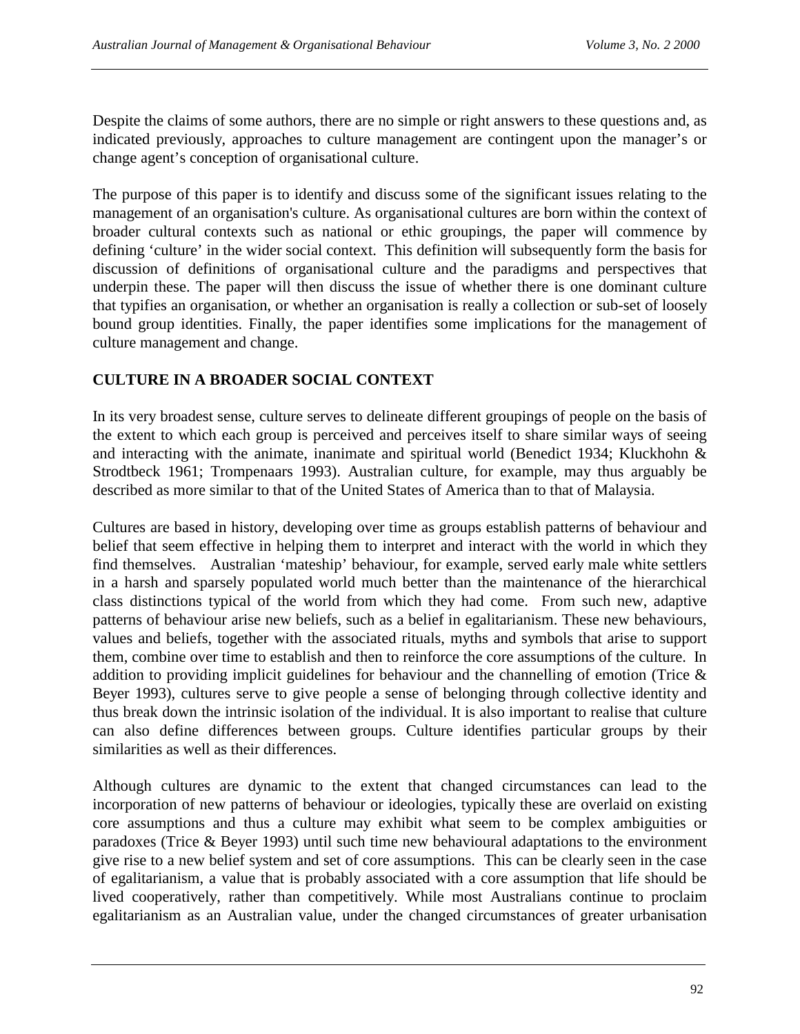Despite the claims of some authors, there are no simple or right answers to these questions and, as indicated previously, approaches to culture management are contingent upon the manager's or change agent's conception of organisational culture.

The purpose of this paper is to identify and discuss some of the significant issues relating to the management of an organisation's culture. As organisational cultures are born within the context of broader cultural contexts such as national or ethic groupings, the paper will commence by defining 'culture' in the wider social context. This definition will subsequently form the basis for discussion of definitions of organisational culture and the paradigms and perspectives that underpin these. The paper will then discuss the issue of whether there is one dominant culture that typifies an organisation, or whether an organisation is really a collection or sub-set of loosely bound group identities. Finally, the paper identifies some implications for the management of culture management and change.

## CULTURE IN A BROADER SOCIAL CONTEXT

In its very broadest sense, culture serves to delineate different groupings of people on the basis of the extent to which each group is perceived and perceives itself to share similar ways of seeing and interacting with the animate, inanimate and spiritual world (Benedict 1934; Kluckhohn & Strodtbeck 1961; Trompenaars 1993). Australian culture, for example, may thus arguably be described as more similar to that of the United States of America than to that of Malaysia.

Cultures are based in history, developing over time as groups establish patterns of behaviour and belief that seem effective in helping them to interpret and interact with the world in which they find themselves. Australian 'mateship' behaviour, for example, served early male white settlers in a harsh and sparsely populated world much better than the maintenance of the hierarchical class distinctions typical of the world from which they had come. From such new, adaptive patterns of behaviour arise new beliefs, such as a belief in egalitarianism. These new behaviours, values and beliefs, together with the associated rituals, myths and symbols that arise to support them, combine over time to establish and then to reinforce the core assumptions of the culture. In addition to providing implicit guidelines for behaviour and the channelling of emotion (Trice & Beyer 1993), cultures serve to give people a sense of belonging through collective identity and thus break down the intrinsic isolation of the individual. It is also important to realise that culture can also define differences between groups. Culture identifies particular groups by their similarities as well as their differences.

Although cultures are dynamic to the extent that changed circumstances can lead to the incorporation of new patterns of behaviour or ideologies, typically these are overlaid on existing core assumptions and thus a culture may exhibit what seem to be complex ambiguities or paradoxes (Trice & Beyer 1993) until such time new behavioural adaptations to the environment give rise to a new belief system and set of core assumptions. This can be clearly seen in the case of egalitarianism, a value that is probably associated with a core assumption that life should be lived cooperatively, rather than competitively. While most Australians continue to proclaim egalitarianism as an Australian value, under the changed circumstances of greater urbanisation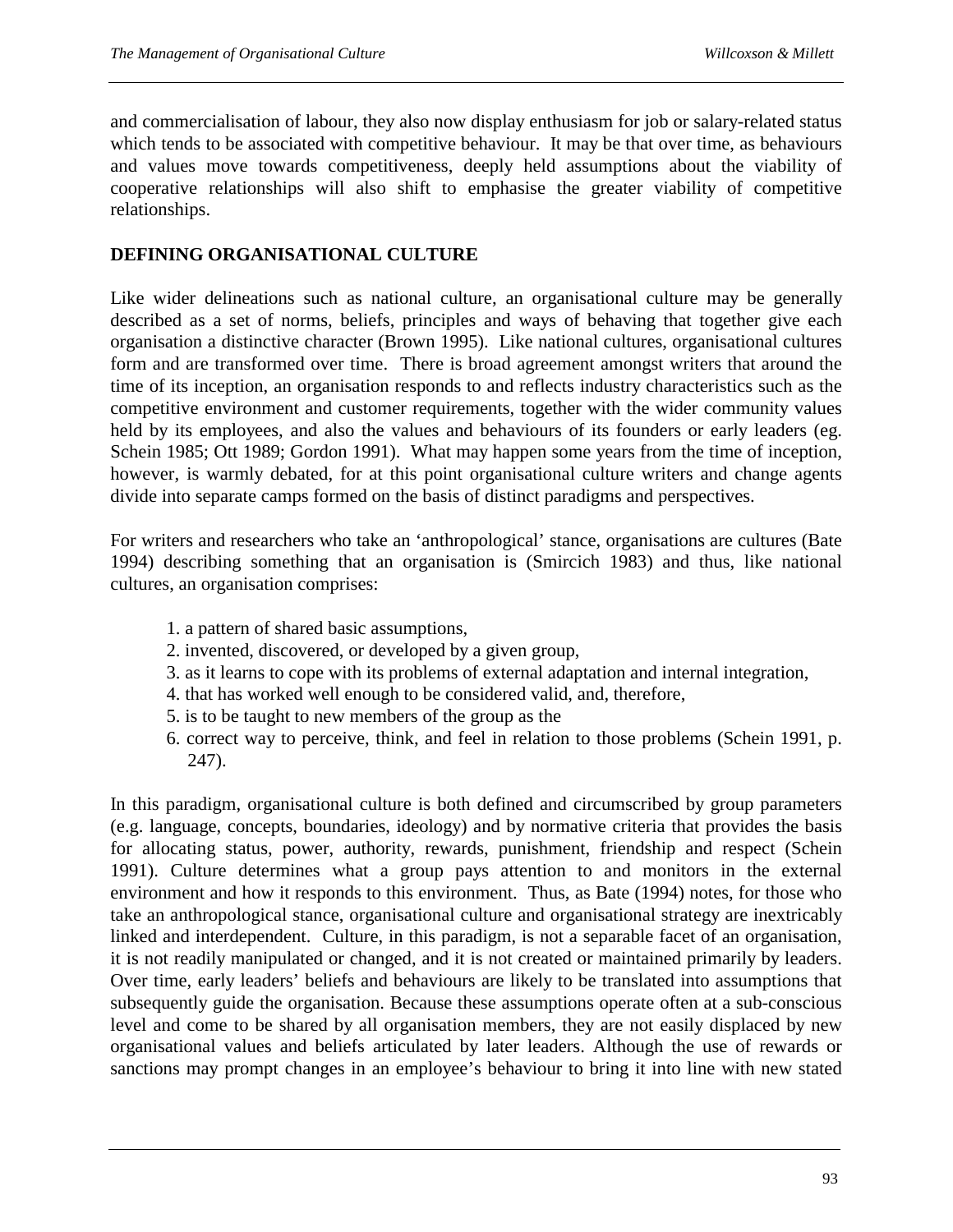and commercialisation of labour, they also now display enthusiasm for job or salary-related status which tends to be associated with competitive behaviour. It may be that over time, as behaviours and values move towards competitiveness, deeply held assumptions about the viability of cooperative relationships will also shift to emphasise the greater viability of competitive relationships.

## DEFINING ORGANISATIONAL CULTURE

Like wider delineations such as national culture, an organisational culture may be generally described as a set of norms, beliefs, principles and ways of behaving that together give each organisation a distinctive character (Brown 1995). Like national cultures, organisational cultures form and are transformed over time. There is broad agreement amongst writers that around the time of its inception, an organisation responds to and reflects industry characteristics such as the competitive environment and customer requirements, together with the wider community values held by its employees, and also the values and behaviours of its founders or early leaders (eg. Schein 1985; Ott 1989; Gordon 1991). What may happen some years from the time of inception, however, is warmly debated, for at this point organisational culture writers and change agents divide into separate camps formed on the basis of distinct paradigms and perspectives.

For writers and researchers who take an 'anthropological' stance, organisations are cultures (Bate 1994) describing something that an organisation is (Smircich 1983) and thus, like national cultures, an organisation comprises:

1. a pattern of shared basic assumptions,
2. invented, discovered, or developed by a given group,
3. as it learns to cope with its problems of external adaptation and internal integration,
4. that has worked well enough to be considered valid, and, therefore,
5. is to be taught to new members of the group as the
6. correct way to perceive, think, and feel in relation to those problems (Schein 1991, p. 247).

In this paradigm, organisational culture is both defined and circumscribed by group parameters (e.g. language, concepts, boundaries, ideology) and by normative criteria that provides the basis for allocating status, power, authority, rewards, punishment, friendship and respect (Schein 1991). Culture determines what a group pays attention to and monitors in the external environment and how it responds to this environment. Thus, as Bate (1994) notes, for those who take an anthropological stance, organisational culture and organisational strategy are inextricably linked and interdependent. Culture, in this paradigm, is not a separable facet of an organisation, it is not readily manipulated or changed, and it is not created or maintained primarily by leaders. Over time, early leaders' beliefs and behaviours are likely to be translated into assumptions that subsequently guide the organisation. Because these assumptions operate often at a sub-conscious level and come to be shared by all organisation members, they are not easily displaced by new organisational values and beliefs articulated by later leaders. Although the use of rewards or sanctions may prompt changes in an employee's behaviour to bring it into line with new stated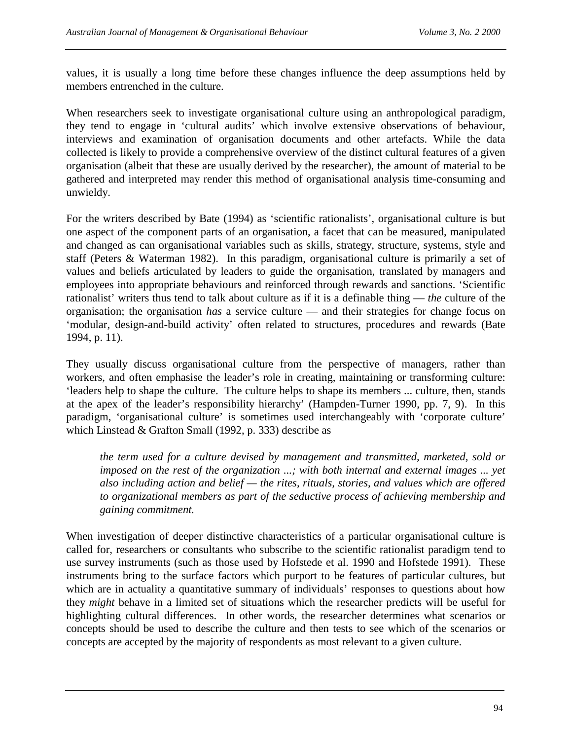values, it is usually a long time before these changes influence the deep assumptions held by members entrenched in the culture.

When researchers seek to investigate organisational culture using an anthropological paradigm, they tend to engage in 'cultural audits' which involve extensive observations of behaviour, interviews and examination of organisation documents and other artefacts. While the data collected is likely to provide a comprehensive overview of the distinct cultural features of a given organisation (albeit that these are usually derived by the researcher), the amount of material to be gathered and interpreted may render this method of organisational analysis time-consuming and unwieldy.

For the writers described by Bate (1994) as 'scientific rationalists', organisational culture is but one aspect of the component parts of an organisation, a facet that can be measured, manipulated and changed as can organisational variables such as skills, strategy, structure, systems, style and staff (Peters & Waterman 1982). In this paradigm, organisational culture is primarily a set of values and beliefs articulated by leaders to guide the organisation, translated by managers and employees into appropriate behaviours and reinforced through rewards and sanctions. 'Scientific rationalist' writers thus tend to talk about culture as if it is a definable thing — *the* culture of the organisation; the organisation *has* a service culture — and their strategies for change focus on 'modular, design-and-build activity' often related to structures, procedures and rewards (Bate 1994, p. 11).

They usually discuss organisational culture from the perspective of managers, rather than workers, and often emphasise the leader's role in creating, maintaining or transforming culture: 'leaders help to shape the culture. The culture helps to shape its members ... culture, then, stands at the apex of the leader's responsibility hierarchy' (Hampden-Turner 1990, pp. 7, 9). In this paradigm, 'organisational culture' is sometimes used interchangeably with 'corporate culture' which Linstead & Grafton Small (1992, p. 333) describe as

> *the term used for a culture devised by management and transmitted, marketed, sold or imposed on the rest of the organization ...; with both internal and external images ... yet also including action and belief — the rites, rituals, stories, and values which are offered to organizational members as part of the seductive process of achieving membership and gaining commitment.*

When investigation of deeper distinctive characteristics of a particular organisational culture is called for, researchers or consultants who subscribe to the scientific rationalist paradigm tend to use survey instruments (such as those used by Hofstede et al. 1990 and Hofstede 1991). These instruments bring to the surface factors which purport to be features of particular cultures, but which are in actuality a quantitative summary of individuals' responses to questions about how they *might* behave in a limited set of situations which the researcher predicts will be useful for highlighting cultural differences. In other words, the researcher determines what scenarios or concepts should be used to describe the culture and then tests to see which of the scenarios or concepts are accepted by the majority of respondents as most relevant to a given culture.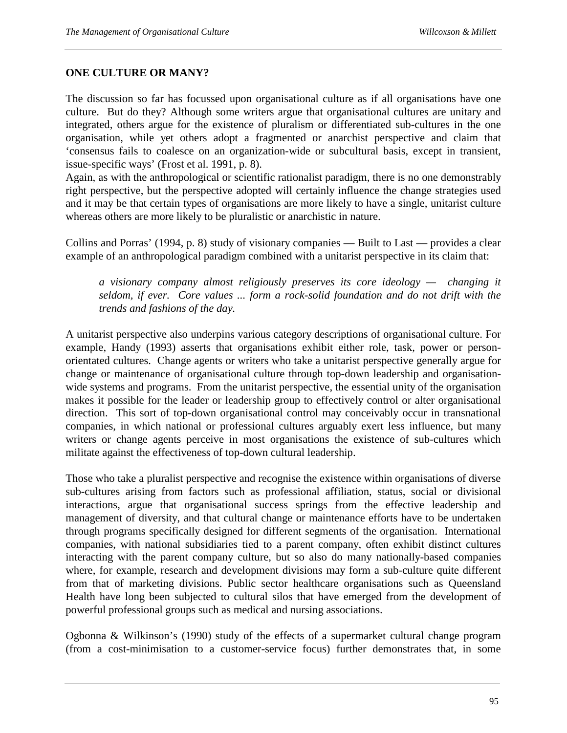## ONE CULTURE OR MANY?

The discussion so far has focussed upon organisational culture as if all organisations have one culture. But do they? Although some writers argue that organisational cultures are unitary and integrated, others argue for the existence of pluralism or differentiated sub-cultures in the one organisation, while yet others adopt a fragmented or anarchist perspective and claim that 'consensus fails to coalesce on an organization-wide or subcultural basis, except in transient, issue-specific ways' (Frost et al. 1991, p. 8).
Again, as with the anthropological or scientific rationalist paradigm, there is no one demonstrably right perspective, but the perspective adopted will certainly influence the change strategies used and it may be that certain types of organisations are more likely to have a single, unitarist culture whereas others are more likely to be pluralistic or anarchistic in nature.

Collins and Porras' (1994, p. 8) study of visionary companies — Built to Last — provides a clear example of an anthropological paradigm combined with a unitarist perspective in its claim that:

> *a visionary company almost religiously preserves its core ideology — changing it seldom, if ever. Core values ... form a rock-solid foundation and do not drift with the trends and fashions of the day.*

A unitarist perspective also underpins various category descriptions of organisational culture. For example, Handy (1993) asserts that organisations exhibit either role, task, power or person-orientated cultures. Change agents or writers who take a unitarist perspective generally argue for change or maintenance of organisational culture through top-down leadership and organisation-wide systems and programs. From the unitarist perspective, the essential unity of the organisation makes it possible for the leader or leadership group to effectively control or alter organisational direction. This sort of top-down organisational control may conceivably occur in transnational companies, in which national or professional cultures arguably exert less influence, but many writers or change agents perceive in most organisations the existence of sub-cultures which militate against the effectiveness of top-down cultural leadership.

Those who take a pluralist perspective and recognise the existence within organisations of diverse sub-cultures arising from factors such as professional affiliation, status, social or divisional interactions, argue that organisational success springs from the effective leadership and management of diversity, and that cultural change or maintenance efforts have to be undertaken through programs specifically designed for different segments of the organisation. International companies, with national subsidiaries tied to a parent company, often exhibit distinct cultures interacting with the parent company culture, but so also do many nationally-based companies where, for example, research and development divisions may form a sub-culture quite different from that of marketing divisions. Public sector healthcare organisations such as Queensland Health have long been subjected to cultural silos that have emerged from the development of powerful professional groups such as medical and nursing associations.

Ogbonna & Wilkinson's (1990) study of the effects of a supermarket cultural change program (from a cost-minimisation to a customer-service focus) further demonstrates that, in some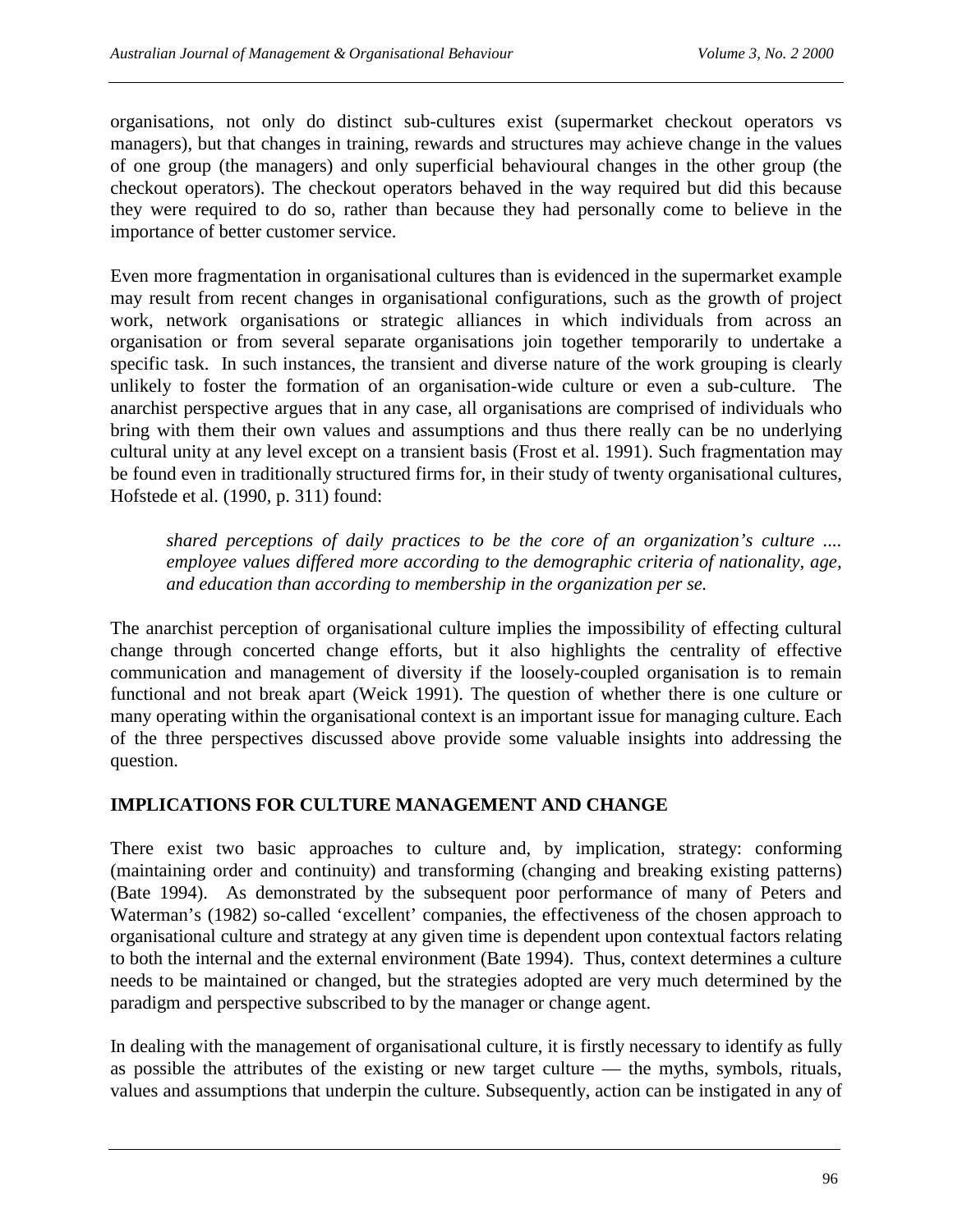organisations, not only do distinct sub-cultures exist (supermarket checkout operators vs managers), but that changes in training, rewards and structures may achieve change in the values of one group (the managers) and only superficial behavioural changes in the other group (the checkout operators). The checkout operators behaved in the way required but did this because they were required to do so, rather than because they had personally come to believe in the importance of better customer service.

Even more fragmentation in organisational cultures than is evidenced in the supermarket example may result from recent changes in organisational configurations, such as the growth of project work, network organisations or strategic alliances in which individuals from across an organisation or from several separate organisations join together temporarily to undertake a specific task. In such instances, the transient and diverse nature of the work grouping is clearly unlikely to foster the formation of an organisation-wide culture or even a sub-culture. The anarchist perspective argues that in any case, all organisations are comprised of individuals who bring with them their own values and assumptions and thus there really can be no underlying cultural unity at any level except on a transient basis (Frost et al. 1991). Such fragmentation may be found even in traditionally structured firms for, in their study of twenty organisational cultures, Hofstede et al. (1990, p. 311) found:

> *shared perceptions of daily practices to be the core of an organization's culture .... employee values differed more according to the demographic criteria of nationality, age, and education than according to membership in the organization per se.*

The anarchist perception of organisational culture implies the impossibility of effecting cultural change through concerted change efforts, but it also highlights the centrality of effective communication and management of diversity if the loosely-coupled organisation is to remain functional and not break apart (Weick 1991). The question of whether there is one culture or many operating within the organisational context is an important issue for managing culture. Each of the three perspectives discussed above provide some valuable insights into addressing the question.

## IMPLICATIONS FOR CULTURE MANAGEMENT AND CHANGE

There exist two basic approaches to culture and, by implication, strategy: conforming (maintaining order and continuity) and transforming (changing and breaking existing patterns) (Bate 1994). As demonstrated by the subsequent poor performance of many of Peters and Waterman's (1982) so-called 'excellent' companies, the effectiveness of the chosen approach to organisational culture and strategy at any given time is dependent upon contextual factors relating to both the internal and the external environment (Bate 1994). Thus, context determines a culture needs to be maintained or changed, but the strategies adopted are very much determined by the paradigm and perspective subscribed to by the manager or change agent.

In dealing with the management of organisational culture, it is firstly necessary to identify as fully as possible the attributes of the existing or new target culture — the myths, symbols, rituals, values and assumptions that underpin the culture. Subsequently, action can be instigated in any of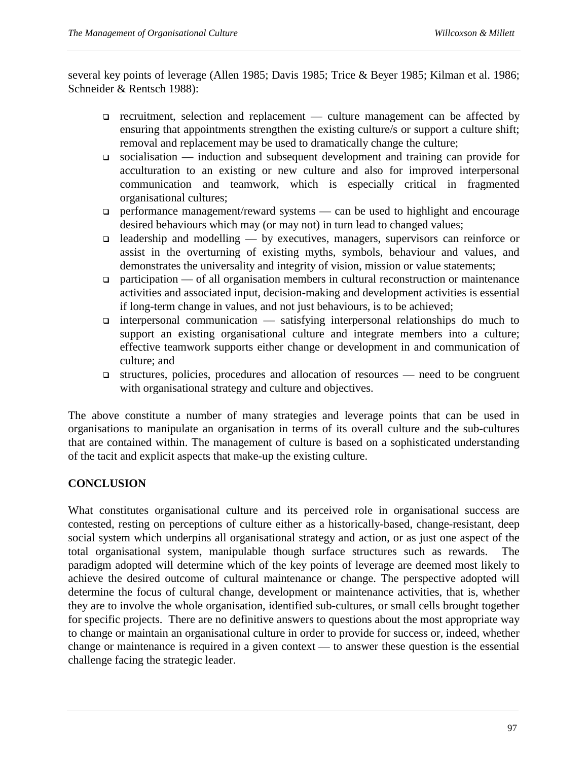several key points of leverage (Allen 1985; Davis 1985; Trice & Beyer 1985; Kilman et al. 1986; Schneider & Rentsch 1988):

- recruitment, selection and replacement — culture management can be affected by ensuring that appointments strengthen the existing culture/s or support a culture shift; removal and replacement may be used to dramatically change the culture;
- socialisation — induction and subsequent development and training can provide for acculturation to an existing or new culture and also for improved interpersonal communication and teamwork, which is especially critical in fragmented organisational cultures;
- performance management/reward systems — can be used to highlight and encourage desired behaviours which may (or may not) in turn lead to changed values;
- leadership and modelling — by executives, managers, supervisors can reinforce or assist in the overturning of existing myths, symbols, behaviour and values, and demonstrates the universality and integrity of vision, mission or value statements;
- participation — of all organisation members in cultural reconstruction or maintenance activities and associated input, decision-making and development activities is essential if long-term change in values, and not just behaviours, is to be achieved;
- interpersonal communication — satisfying interpersonal relationships do much to support an existing organisational culture and integrate members into a culture; effective teamwork supports either change or development in and communication of culture; and
- structures, policies, procedures and allocation of resources — need to be congruent with organisational strategy and culture and objectives.

The above constitute a number of many strategies and leverage points that can be used in organisations to manipulate an organisation in terms of its overall culture and the sub-cultures that are contained within. The management of culture is based on a sophisticated understanding of the tacit and explicit aspects that make-up the existing culture.

## CONCLUSION

What constitutes organisational culture and its perceived role in organisational success are contested, resting on perceptions of culture either as a historically-based, change-resistant, deep social system which underpins all organisational strategy and action, or as just one aspect of the total organisational system, manipulable though surface structures such as rewards. The paradigm adopted will determine which of the key points of leverage are deemed most likely to achieve the desired outcome of cultural maintenance or change. The perspective adopted will determine the focus of cultural change, development or maintenance activities, that is, whether they are to involve the whole organisation, identified sub-cultures, or small cells brought together for specific projects. There are no definitive answers to questions about the most appropriate way to change or maintain an organisational culture in order to provide for success or, indeed, whether change or maintenance is required in a given context — to answer these question is the essential challenge facing the strategic leader.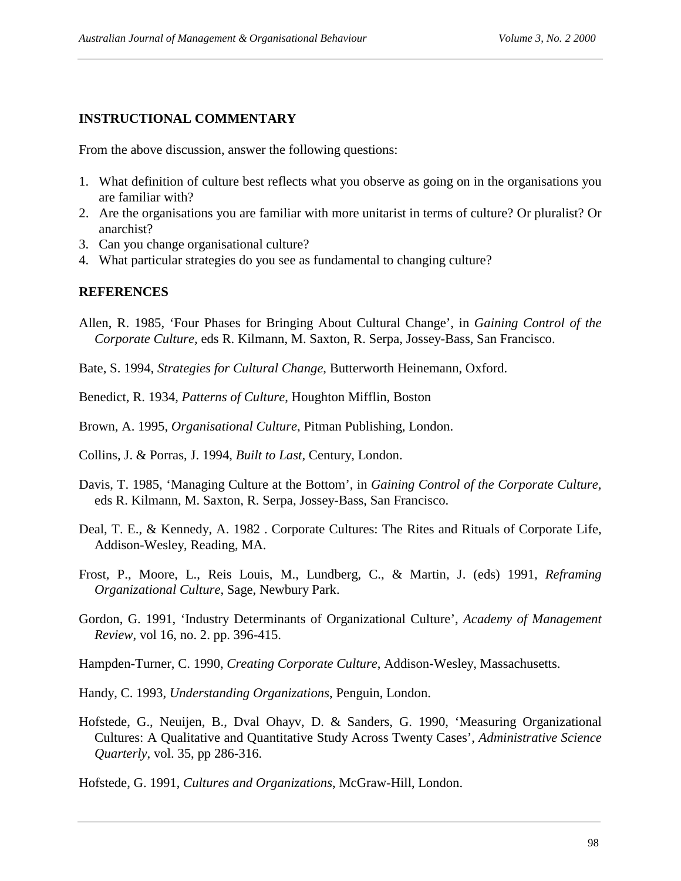## INSTRUCTIONAL COMMENTARY

From the above discussion, answer the following questions:

1. What definition of culture best reflects what you observe as going on in the organisations you are familiar with?
2. Are the organisations you are familiar with more unitarist in terms of culture? Or pluralist? Or anarchist?
3. Can you change organisational culture?
4. What particular strategies do you see as fundamental to changing culture?

## REFERENCES

Allen, R. 1985, 'Four Phases for Bringing About Cultural Change', in *Gaining Control of the Corporate Culture,* eds R. Kilmann, M. Saxton, R. Serpa, Jossey-Bass, San Francisco.

Bate, S. 1994, *Strategies for Cultural Change*, Butterworth Heinemann, Oxford.

Benedict, R. 1934, *Patterns of Culture*, Houghton Mifflin, Boston

Brown, A. 1995, *Organisational Culture*, Pitman Publishing, London.

Collins, J. & Porras, J. 1994, *Built to Last*, Century, London.

Davis, T. 1985, 'Managing Culture at the Bottom', in *Gaining Control of the Corporate Culture*, eds R. Kilmann, M. Saxton, R. Serpa, Jossey-Bass, San Francisco.

Deal, T. E., & Kennedy, A. 1982 . Corporate Cultures: The Rites and Rituals of Corporate Life, Addison-Wesley, Reading, MA.

Frost, P., Moore, L., Reis Louis, M., Lundberg, C., & Martin, J. (eds) 1991, *Reframing Organizational Culture*, Sage, Newbury Park.

Gordon, G. 1991, 'Industry Determinants of Organizational Culture', *Academy of Management Review*, vol 16, no. 2. pp. 396-415.

Hampden-Turner, C. 1990, *Creating Corporate Culture*, Addison-Wesley, Massachusetts.

Handy, C. 1993, *Understanding Organizations*, Penguin, London.

Hofstede, G., Neuijen, B., Dval Ohayv, D. & Sanders, G. 1990, 'Measuring Organizational Cultures: A Qualitative and Quantitative Study Across Twenty Cases', *Administrative Science Quarterly*, vol. 35, pp 286-316.

Hofstede, G. 1991, *Cultures and Organizations*, McGraw-Hill, London.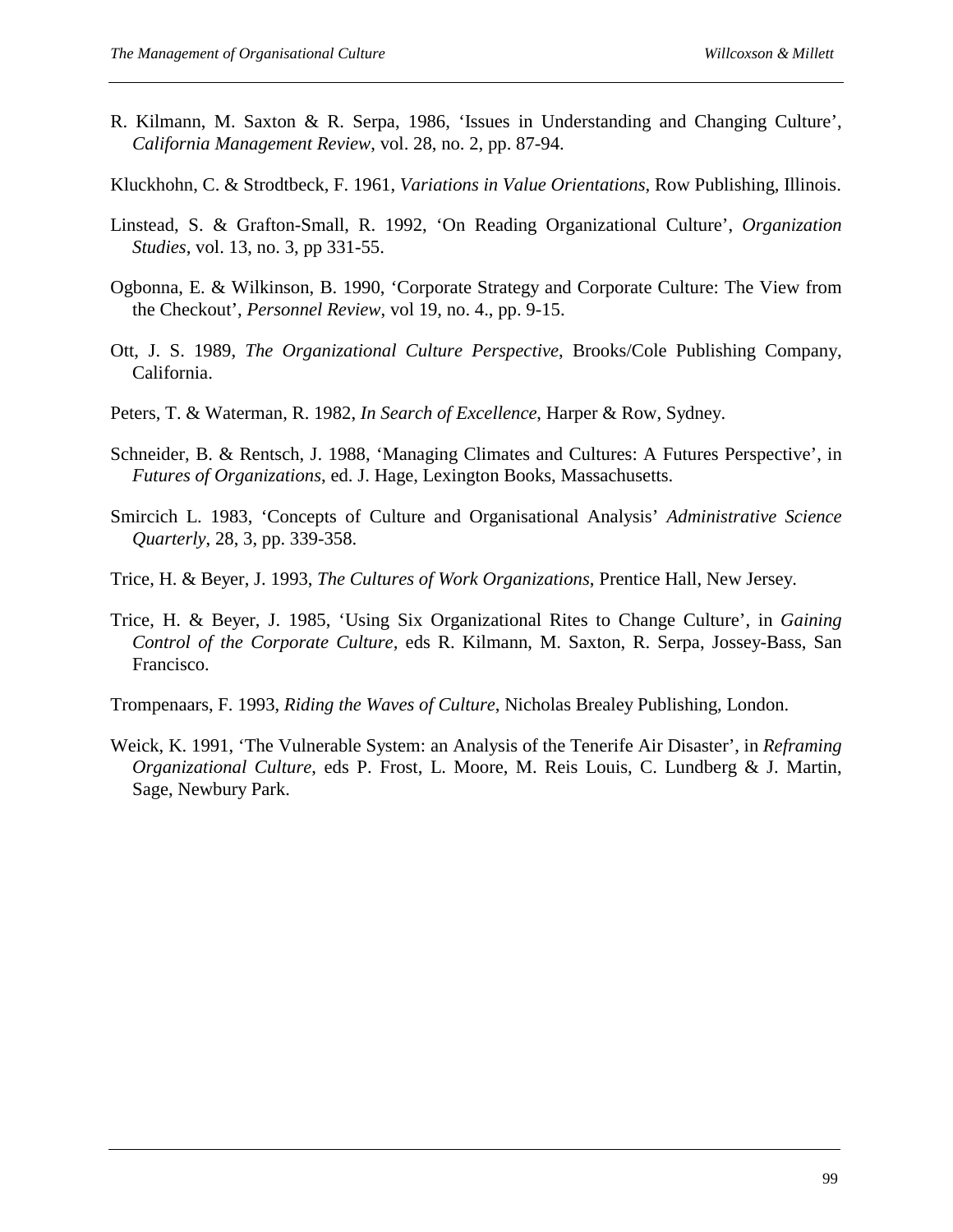R. Kilmann, M. Saxton & R. Serpa, 1986, 'Issues in Understanding and Changing Culture', *California Management Review*, vol. 28, no. 2, pp. 87-94.

Kluckhohn, C. & Strodtbeck, F. 1961, *Variations in Value Orientations*, Row Publishing, Illinois.

Linstead, S. & Grafton-Small, R. 1992, 'On Reading Organizational Culture', *Organization Studies*, vol. 13, no. 3, pp 331-55.

Ogbonna, E. & Wilkinson, B. 1990, 'Corporate Strategy and Corporate Culture: The View from the Checkout', *Personnel Review*, vol 19, no. 4., pp. 9-15.

Ott, J. S. 1989, *The Organizational Culture Perspective*, Brooks/Cole Publishing Company, California.

Peters, T. & Waterman, R. 1982, *In Search of Excellence*, Harper & Row, Sydney.

Schneider, B. & Rentsch, J. 1988, 'Managing Climates and Cultures: A Futures Perspective', in *Futures of Organizations*, ed. J. Hage, Lexington Books, Massachusetts.

Smircich L. 1983, 'Concepts of Culture and Organisational Analysis' *Administrative Science Quarterly*, 28, 3, pp. 339-358.

Trice, H. & Beyer, J. 1993, *The Cultures of Work Organizations*, Prentice Hall, New Jersey.

Trice, H. & Beyer, J. 1985, 'Using Six Organizational Rites to Change Culture', in *Gaining Control of the Corporate Culture*, eds R. Kilmann, M. Saxton, R. Serpa, Jossey-Bass, San Francisco.

Trompenaars, F. 1993, *Riding the Waves of Culture*, Nicholas Brealey Publishing, London.

Weick, K. 1991, 'The Vulnerable System: an Analysis of the Tenerife Air Disaster', in *Reframing Organizational Culture*, eds P. Frost, L. Moore, M. Reis Louis, C. Lundberg & J. Martin, Sage, Newbury Park.